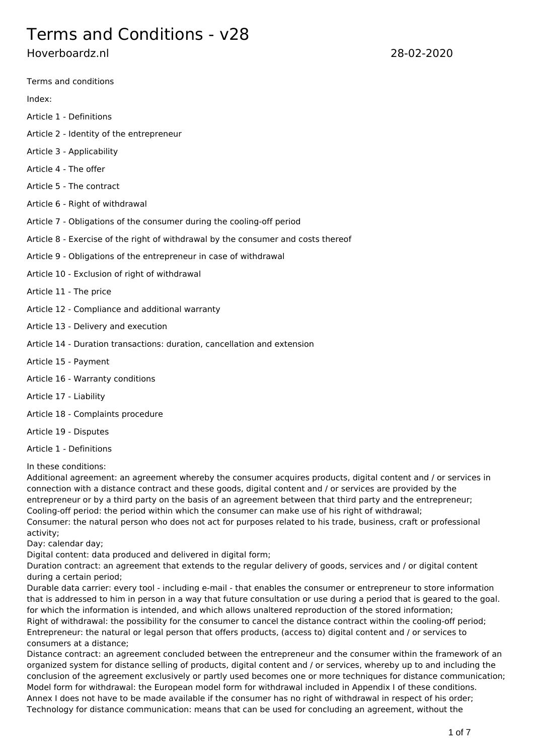# Terms and Conditions - v28

Hoverboardz.nl 28-02-2020

Terms and conditions

Index:

Article 1 - Definitions

Article 2 - Identity of the entrepreneur

Article 3 - Applicability

Article 4 - The offer

Article 5 - The contract

Article 6 - Right of withdrawal

Article 7 - Obligations of the consumer during the cooling-off period

Article 8 - Exercise of the right of withdrawal by the consumer and costs thereof

Article 9 - Obligations of the entrepreneur in case of withdrawal

Article 10 - Exclusion of right of withdrawal

Article 11 - The price

Article 12 - Compliance and additional warranty

Article 13 - Delivery and execution

Article 14 - Duration transactions: duration, cancellation and extension

Article 15 - Payment

Article 16 - Warranty conditions

Article 17 - Liability

Article 18 - Complaints procedure

Article 19 - Disputes

## Article 1 - Definitions

In these conditions:
Additional agreement: an agreement whereby the consumer acquires products, digital content and / or services in connection with a distance contract and these goods, digital content and / or services are provided by the entrepreneur or by a third party on the basis of an agreement between that third party and the entrepreneur;
Cooling-off period: the period within which the consumer can make use of his right of withdrawal;
Consumer: the natural person who does not act for purposes related to his trade, business, craft or professional activity;
Day: calendar day;
Digital content: data produced and delivered in digital form;
Duration contract: an agreement that extends to the regular delivery of goods, services and / or digital content during a certain period;
Durable data carrier: every tool - including e-mail - that enables the consumer or entrepreneur to store information that is addressed to him in person in a way that future consultation or use during a period that is geared to the goal. for which the information is intended, and which allows unaltered reproduction of the stored information;
Right of withdrawal: the possibility for the consumer to cancel the distance contract within the cooling-off period;
Entrepreneur: the natural or legal person that offers products, (access to) digital content and / or services to consumers at a distance;
Distance contract: an agreement concluded between the entrepreneur and the consumer within the framework of an organized system for distance selling of products, digital content and / or services, whereby up to and including the conclusion of the agreement exclusively or partly used becomes one or more techniques for distance communication;
Model form for withdrawal: the European model form for withdrawal included in Appendix I of these conditions. Annex I does not have to be made available if the consumer has no right of withdrawal in respect of his order;
Technology for distance communication: means that can be used for concluding an agreement, without the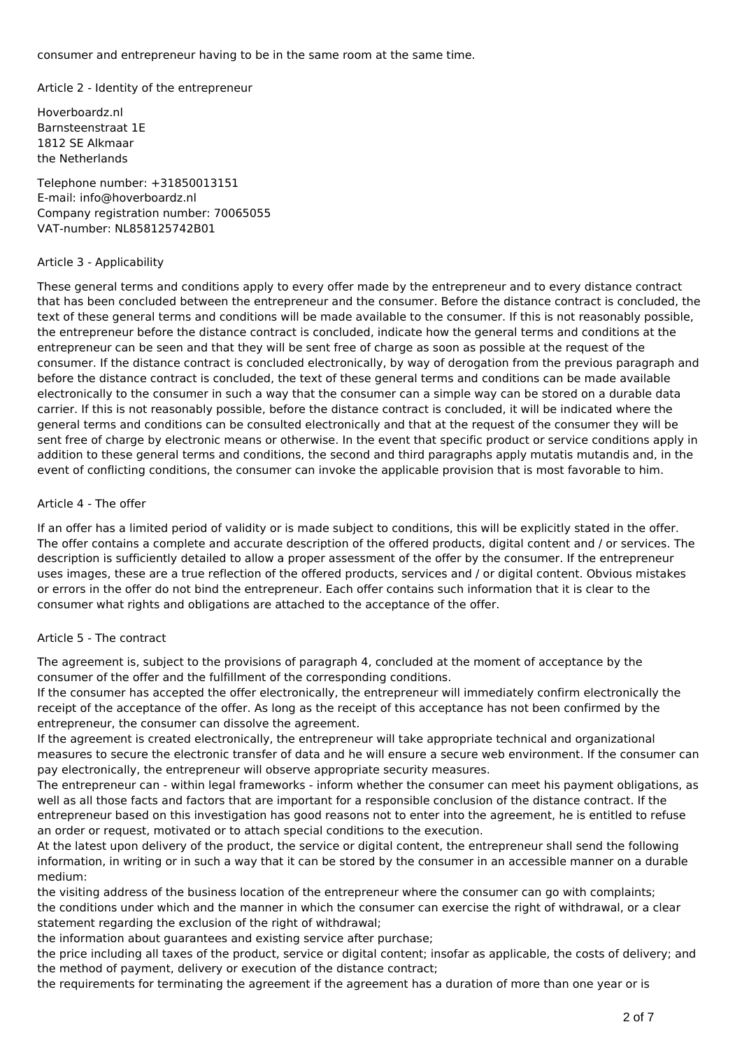consumer and entrepreneur having to be in the same room at the same time.

## Article 2 - Identity of the entrepreneur

Hoverboardz.nl
Barnsteenstraat 1E
1812 SE Alkmaar
the Netherlands

Telephone number: +31850013151
E-mail: info@hoverboardz.nl
Company registration number: 70065055
VAT-number: NL858125742B01

## Article 3 - Applicability

These general terms and conditions apply to every offer made by the entrepreneur and to every distance contract that has been concluded between the entrepreneur and the consumer. Before the distance contract is concluded, the text of these general terms and conditions will be made available to the consumer. If this is not reasonably possible, the entrepreneur before the distance contract is concluded, indicate how the general terms and conditions at the entrepreneur can be seen and that they will be sent free of charge as soon as possible at the request of the consumer. If the distance contract is concluded electronically, by way of derogation from the previous paragraph and before the distance contract is concluded, the text of these general terms and conditions can be made available electronically to the consumer in such a way that the consumer can a simple way can be stored on a durable data carrier. If this is not reasonably possible, before the distance contract is concluded, it will be indicated where the general terms and conditions can be consulted electronically and that at the request of the consumer they will be sent free of charge by electronic means or otherwise. In the event that specific product or service conditions apply in addition to these general terms and conditions, the second and third paragraphs apply mutatis mutandis and, in the event of conflicting conditions, the consumer can invoke the applicable provision that is most favorable to him.

## Article 4 - The offer

If an offer has a limited period of validity or is made subject to conditions, this will be explicitly stated in the offer. The offer contains a complete and accurate description of the offered products, digital content and / or services. The description is sufficiently detailed to allow a proper assessment of the offer by the consumer. If the entrepreneur uses images, these are a true reflection of the offered products, services and / or digital content. Obvious mistakes or errors in the offer do not bind the entrepreneur. Each offer contains such information that it is clear to the consumer what rights and obligations are attached to the acceptance of the offer.

## Article 5 - The contract

The agreement is, subject to the provisions of paragraph 4, concluded at the moment of acceptance by the consumer of the offer and the fulfillment of the corresponding conditions.
If the consumer has accepted the offer electronically, the entrepreneur will immediately confirm electronically the receipt of the acceptance of the offer. As long as the receipt of this acceptance has not been confirmed by the entrepreneur, the consumer can dissolve the agreement.
If the agreement is created electronically, the entrepreneur will take appropriate technical and organizational measures to secure the electronic transfer of data and he will ensure a secure web environment. If the consumer can pay electronically, the entrepreneur will observe appropriate security measures.
The entrepreneur can - within legal frameworks - inform whether the consumer can meet his payment obligations, as well as all those facts and factors that are important for a responsible conclusion of the distance contract. If the entrepreneur based on this investigation has good reasons not to enter into the agreement, he is entitled to refuse an order or request, motivated or to attach special conditions to the execution.
At the latest upon delivery of the product, the service or digital content, the entrepreneur shall send the following information, in writing or in such a way that it can be stored by the consumer in an accessible manner on a durable medium:
the visiting address of the business location of the entrepreneur where the consumer can go with complaints;
the conditions under which and the manner in which the consumer can exercise the right of withdrawal, or a clear statement regarding the exclusion of the right of withdrawal;
the information about guarantees and existing service after purchase;
the price including all taxes of the product, service or digital content; insofar as applicable, the costs of delivery; and the method of payment, delivery or execution of the distance contract;
the requirements for terminating the agreement if the agreement has a duration of more than one year or is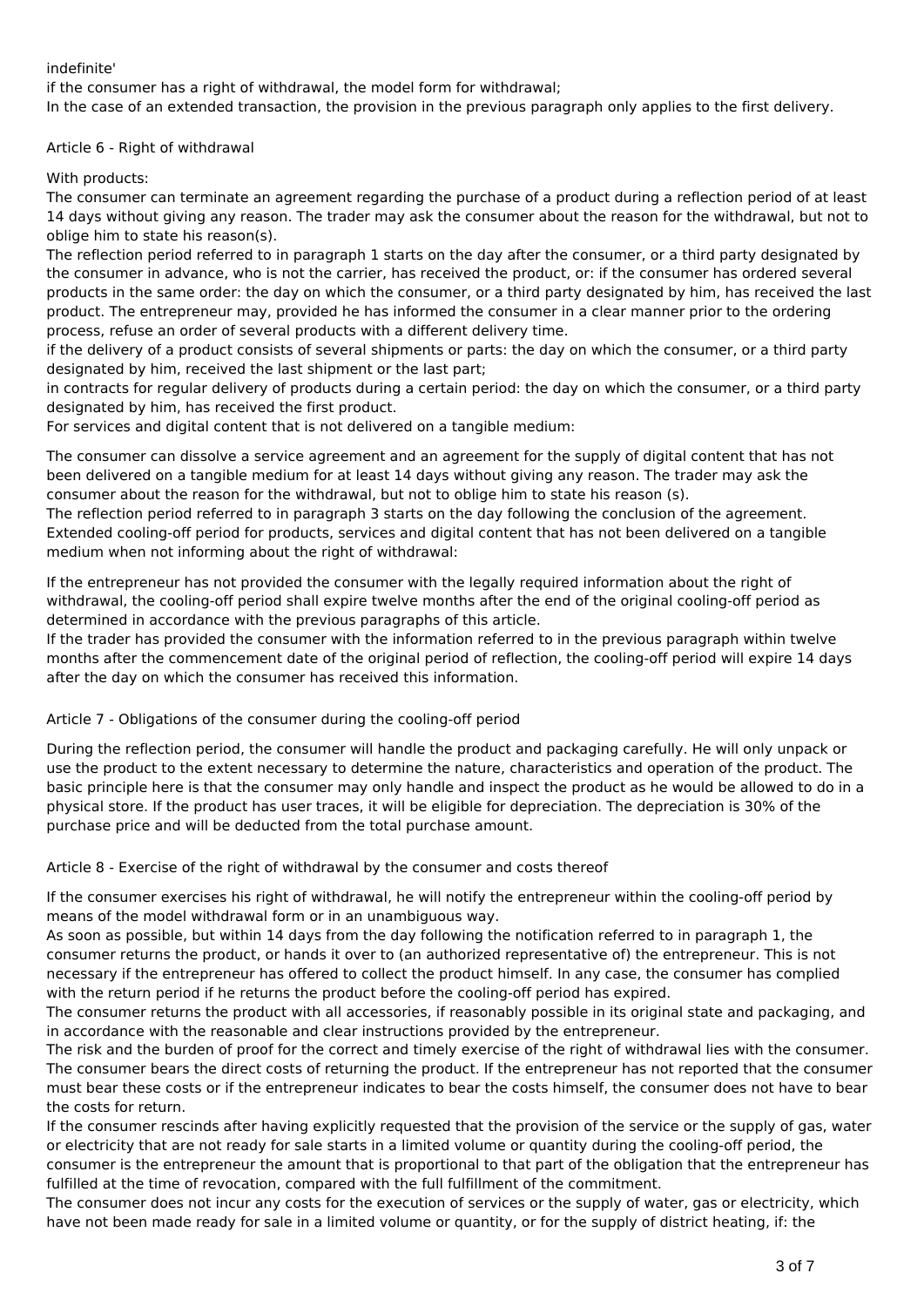indefinite'

if the consumer has a right of withdrawal, the model form for withdrawal;

In the case of an extended transaction, the provision in the previous paragraph only applies to the first delivery.

Article 6 - Right of withdrawal

With products:

The consumer can terminate an agreement regarding the purchase of a product during a reflection period of at least 14 days without giving any reason. The trader may ask the consumer about the reason for the withdrawal, but not to oblige him to state his reason(s).

The reflection period referred to in paragraph 1 starts on the day after the consumer, or a third party designated by the consumer in advance, who is not the carrier, has received the product, or: if the consumer has ordered several products in the same order: the day on which the consumer, or a third party designated by him, has received the last product. The entrepreneur may, provided he has informed the consumer in a clear manner prior to the ordering process, refuse an order of several products with a different delivery time.

if the delivery of a product consists of several shipments or parts: the day on which the consumer, or a third party designated by him, received the last shipment or the last part;

in contracts for regular delivery of products during a certain period: the day on which the consumer, or a third party designated by him, has received the first product.

For services and digital content that is not delivered on a tangible medium:

The consumer can dissolve a service agreement and an agreement for the supply of digital content that has not been delivered on a tangible medium for at least 14 days without giving any reason. The trader may ask the consumer about the reason for the withdrawal, but not to oblige him to state his reason (s).

The reflection period referred to in paragraph 3 starts on the day following the conclusion of the agreement.

Extended cooling-off period for products, services and digital content that has not been delivered on a tangible medium when not informing about the right of withdrawal:

If the entrepreneur has not provided the consumer with the legally required information about the right of withdrawal, the cooling-off period shall expire twelve months after the end of the original cooling-off period as determined in accordance with the previous paragraphs of this article.

If the trader has provided the consumer with the information referred to in the previous paragraph within twelve months after the commencement date of the original period of reflection, the cooling-off period will expire 14 days after the day on which the consumer has received this information.

Article 7 - Obligations of the consumer during the cooling-off period

During the reflection period, the consumer will handle the product and packaging carefully. He will only unpack or use the product to the extent necessary to determine the nature, characteristics and operation of the product. The basic principle here is that the consumer may only handle and inspect the product as he would be allowed to do in a physical store. If the product has user traces, it will be eligible for depreciation. The depreciation is 30% of the purchase price and will be deducted from the total purchase amount.

Article 8 - Exercise of the right of withdrawal by the consumer and costs thereof

If the consumer exercises his right of withdrawal, he will notify the entrepreneur within the cooling-off period by means of the model withdrawal form or in an unambiguous way.

As soon as possible, but within 14 days from the day following the notification referred to in paragraph 1, the consumer returns the product, or hands it over to (an authorized representative of) the entrepreneur. This is not necessary if the entrepreneur has offered to collect the product himself. In any case, the consumer has complied with the return period if he returns the product before the cooling-off period has expired.

The consumer returns the product with all accessories, if reasonably possible in its original state and packaging, and in accordance with the reasonable and clear instructions provided by the entrepreneur.

The risk and the burden of proof for the correct and timely exercise of the right of withdrawal lies with the consumer.

The consumer bears the direct costs of returning the product. If the entrepreneur has not reported that the consumer must bear these costs or if the entrepreneur indicates to bear the costs himself, the consumer does not have to bear the costs for return.

If the consumer rescinds after having explicitly requested that the provision of the service or the supply of gas, water or electricity that are not ready for sale starts in a limited volume or quantity during the cooling-off period, the consumer is the entrepreneur the amount that is proportional to that part of the obligation that the entrepreneur has fulfilled at the time of revocation, compared with the full fulfillment of the commitment.

The consumer does not incur any costs for the execution of services or the supply of water, gas or electricity, which have not been made ready for sale in a limited volume or quantity, or for the supply of district heating, if: the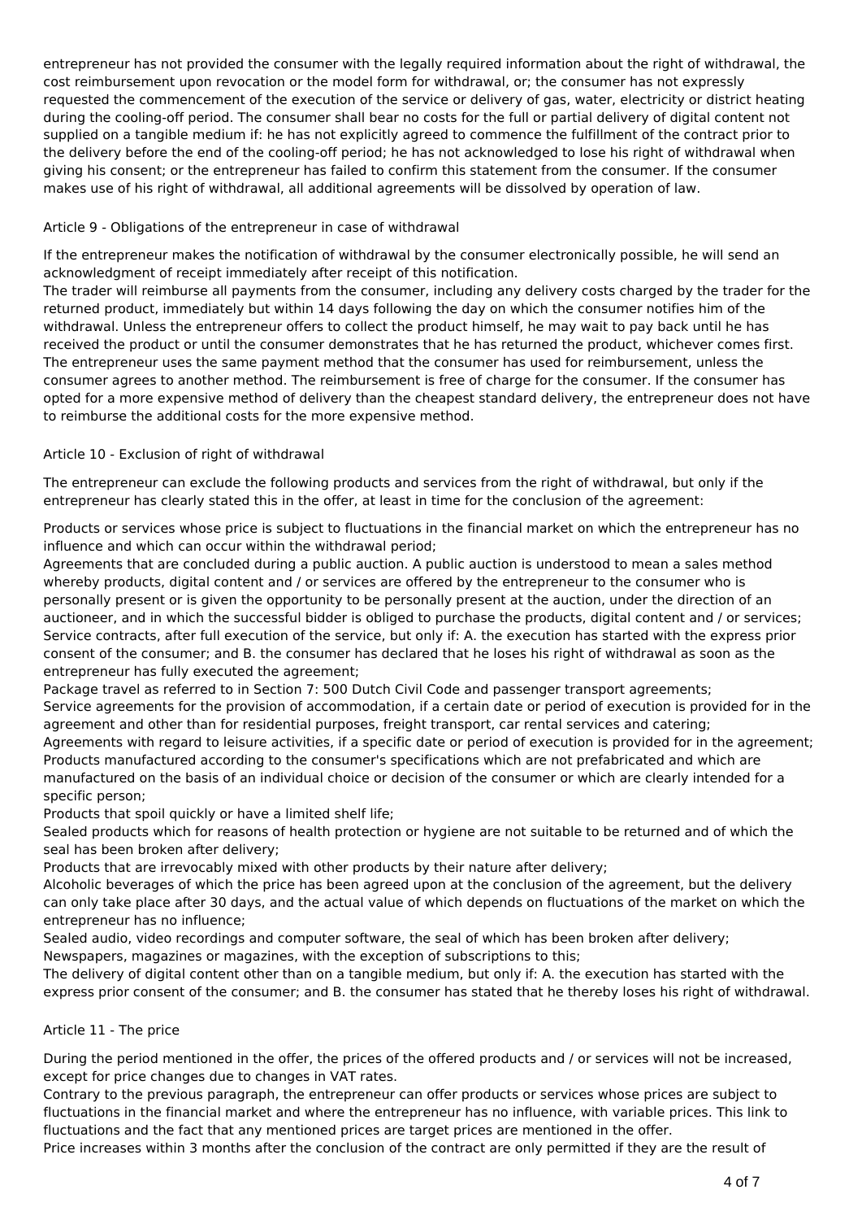entrepreneur has not provided the consumer with the legally required information about the right of withdrawal, the cost reimbursement upon revocation or the model form for withdrawal, or; the consumer has not expressly requested the commencement of the execution of the service or delivery of gas, water, electricity or district heating during the cooling-off period. The consumer shall bear no costs for the full or partial delivery of digital content not supplied on a tangible medium if: he has not explicitly agreed to commence the fulfillment of the contract prior to the delivery before the end of the cooling-off period; he has not acknowledged to lose his right of withdrawal when giving his consent; or the entrepreneur has failed to confirm this statement from the consumer. If the consumer makes use of his right of withdrawal, all additional agreements will be dissolved by operation of law.

## Article 9 - Obligations of the entrepreneur in case of withdrawal

If the entrepreneur makes the notification of withdrawal by the consumer electronically possible, he will send an acknowledgment of receipt immediately after receipt of this notification.
The trader will reimburse all payments from the consumer, including any delivery costs charged by the trader for the returned product, immediately but within 14 days following the day on which the consumer notifies him of the withdrawal. Unless the entrepreneur offers to collect the product himself, he may wait to pay back until he has received the product or until the consumer demonstrates that he has returned the product, whichever comes first.
The entrepreneur uses the same payment method that the consumer has used for reimbursement, unless the consumer agrees to another method. The reimbursement is free of charge for the consumer. If the consumer has opted for a more expensive method of delivery than the cheapest standard delivery, the entrepreneur does not have to reimburse the additional costs for the more expensive method.

## Article 10 - Exclusion of right of withdrawal

The entrepreneur can exclude the following products and services from the right of withdrawal, but only if the entrepreneur has clearly stated this in the offer, at least in time for the conclusion of the agreement:

Products or services whose price is subject to fluctuations in the financial market on which the entrepreneur has no influence and which can occur within the withdrawal period;
Agreements that are concluded during a public auction. A public auction is understood to mean a sales method whereby products, digital content and / or services are offered by the entrepreneur to the consumer who is personally present or is given the opportunity to be personally present at the auction, under the direction of an auctioneer, and in which the successful bidder is obliged to purchase the products, digital content and / or services;
Service contracts, after full execution of the service, but only if: A. the execution has started with the express prior consent of the consumer; and B. the consumer has declared that he loses his right of withdrawal as soon as the entrepreneur has fully executed the agreement;
Package travel as referred to in Section 7: 500 Dutch Civil Code and passenger transport agreements;
Service agreements for the provision of accommodation, if a certain date or period of execution is provided for in the agreement and other than for residential purposes, freight transport, car rental services and catering;
Agreements with regard to leisure activities, if a specific date or period of execution is provided for in the agreement;
Products manufactured according to the consumer's specifications which are not prefabricated and which are manufactured on the basis of an individual choice or decision of the consumer or which are clearly intended for a specific person;
Products that spoil quickly or have a limited shelf life;
Sealed products which for reasons of health protection or hygiene are not suitable to be returned and of which the seal has been broken after delivery;
Products that are irrevocably mixed with other products by their nature after delivery;
Alcoholic beverages of which the price has been agreed upon at the conclusion of the agreement, but the delivery can only take place after 30 days, and the actual value of which depends on fluctuations of the market on which the entrepreneur has no influence;
Sealed audio, video recordings and computer software, the seal of which has been broken after delivery;
Newspapers, magazines or magazines, with the exception of subscriptions to this;
The delivery of digital content other than on a tangible medium, but only if: A. the execution has started with the express prior consent of the consumer; and B. the consumer has stated that he thereby loses his right of withdrawal.

## Article 11 - The price

During the period mentioned in the offer, the prices of the offered products and / or services will not be increased, except for price changes due to changes in VAT rates.
Contrary to the previous paragraph, the entrepreneur can offer products or services whose prices are subject to fluctuations in the financial market and where the entrepreneur has no influence, with variable prices. This link to fluctuations and the fact that any mentioned prices are target prices are mentioned in the offer.
Price increases within 3 months after the conclusion of the contract are only permitted if they are the result of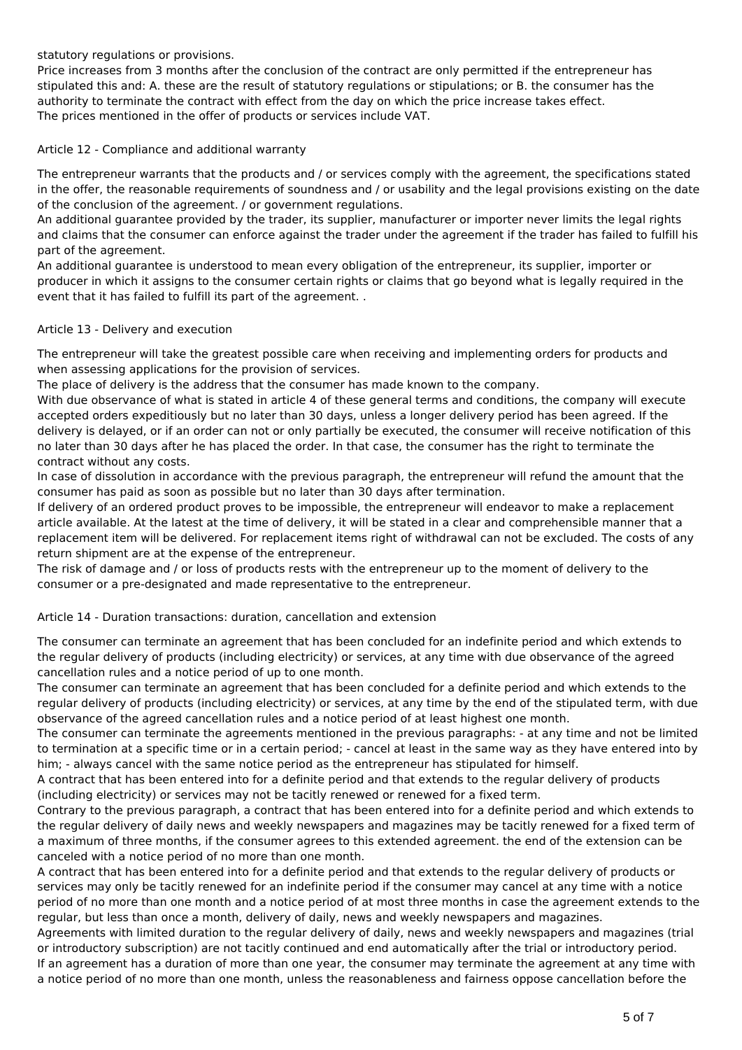statutory regulations or provisions.
Price increases from 3 months after the conclusion of the contract are only permitted if the entrepreneur has stipulated this and: A. these are the result of statutory regulations or stipulations; or B. the consumer has the authority to terminate the contract with effect from the day on which the price increase takes effect.
The prices mentioned in the offer of products or services include VAT.

## Article 12 - Compliance and additional warranty

The entrepreneur warrants that the products and / or services comply with the agreement, the specifications stated in the offer, the reasonable requirements of soundness and / or usability and the legal provisions existing on the date of the conclusion of the agreement. / or government regulations.
An additional guarantee provided by the trader, its supplier, manufacturer or importer never limits the legal rights and claims that the consumer can enforce against the trader under the agreement if the trader has failed to fulfill his part of the agreement.
An additional guarantee is understood to mean every obligation of the entrepreneur, its supplier, importer or producer in which it assigns to the consumer certain rights or claims that go beyond what is legally required in the event that it has failed to fulfill its part of the agreement. .

## Article 13 - Delivery and execution

The entrepreneur will take the greatest possible care when receiving and implementing orders for products and when assessing applications for the provision of services.
The place of delivery is the address that the consumer has made known to the company.
With due observance of what is stated in article 4 of these general terms and conditions, the company will execute accepted orders expeditiously but no later than 30 days, unless a longer delivery period has been agreed. If the delivery is delayed, or if an order can not or only partially be executed, the consumer will receive notification of this no later than 30 days after he has placed the order. In that case, the consumer has the right to terminate the contract without any costs.
In case of dissolution in accordance with the previous paragraph, the entrepreneur will refund the amount that the consumer has paid as soon as possible but no later than 30 days after termination.
If delivery of an ordered product proves to be impossible, the entrepreneur will endeavor to make a replacement article available. At the latest at the time of delivery, it will be stated in a clear and comprehensible manner that a replacement item will be delivered. For replacement items right of withdrawal can not be excluded. The costs of any return shipment are at the expense of the entrepreneur.
The risk of damage and / or loss of products rests with the entrepreneur up to the moment of delivery to the consumer or a pre-designated and made representative to the entrepreneur.

## Article 14 - Duration transactions: duration, cancellation and extension

The consumer can terminate an agreement that has been concluded for an indefinite period and which extends to the regular delivery of products (including electricity) or services, at any time with due observance of the agreed cancellation rules and a notice period of up to one month.
The consumer can terminate an agreement that has been concluded for a definite period and which extends to the regular delivery of products (including electricity) or services, at any time by the end of the stipulated term, with due observance of the agreed cancellation rules and a notice period of at least highest one month.
The consumer can terminate the agreements mentioned in the previous paragraphs: - at any time and not be limited to termination at a specific time or in a certain period; - cancel at least in the same way as they have entered into by him; - always cancel with the same notice period as the entrepreneur has stipulated for himself.
A contract that has been entered into for a definite period and that extends to the regular delivery of products (including electricity) or services may not be tacitly renewed or renewed for a fixed term.
Contrary to the previous paragraph, a contract that has been entered into for a definite period and which extends to the regular delivery of daily news and weekly newspapers and magazines may be tacitly renewed for a fixed term of a maximum of three months, if the consumer agrees to this extended agreement. the end of the extension can be canceled with a notice period of no more than one month.
A contract that has been entered into for a definite period and that extends to the regular delivery of products or services may only be tacitly renewed for an indefinite period if the consumer may cancel at any time with a notice period of no more than one month and a notice period of at most three months in case the agreement extends to the regular, but less than once a month, delivery of daily, news and weekly newspapers and magazines.
Agreements with limited duration to the regular delivery of daily, news and weekly newspapers and magazines (trial or introductory subscription) are not tacitly continued and end automatically after the trial or introductory period.
If an agreement has a duration of more than one year, the consumer may terminate the agreement at any time with a notice period of no more than one month, unless the reasonableness and fairness oppose cancellation before the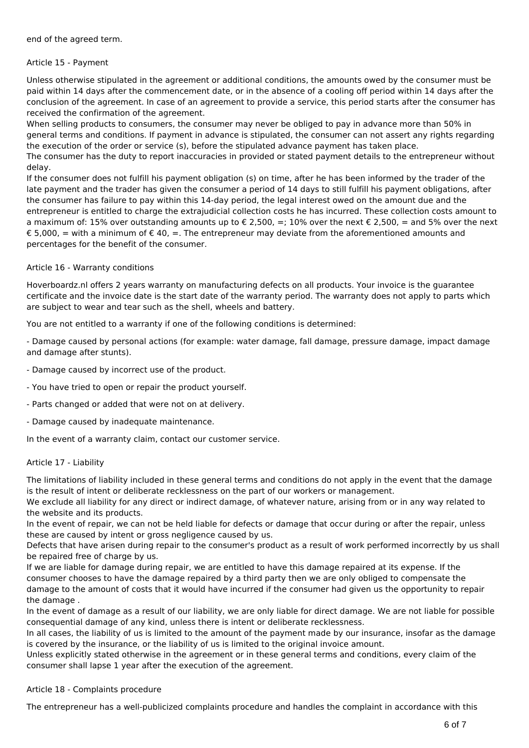end of the agreed term.

## Article 15 - Payment

Unless otherwise stipulated in the agreement or additional conditions, the amounts owed by the consumer must be paid within 14 days after the commencement date, or in the absence of a cooling off period within 14 days after the conclusion of the agreement. In case of an agreement to provide a service, this period starts after the consumer has received the confirmation of the agreement.
When selling products to consumers, the consumer may never be obliged to pay in advance more than 50% in general terms and conditions. If payment in advance is stipulated, the consumer can not assert any rights regarding the execution of the order or service (s), before the stipulated advance payment has taken place.
The consumer has the duty to report inaccuracies in provided or stated payment details to the entrepreneur without delay.
If the consumer does not fulfill his payment obligation (s) on time, after he has been informed by the trader of the late payment and the trader has given the consumer a period of 14 days to still fulfill his payment obligations, after the consumer has failure to pay within this 14-day period, the legal interest owed on the amount due and the entrepreneur is entitled to charge the extrajudicial collection costs he has incurred. These collection costs amount to a maximum of: 15% over outstanding amounts up to € 2,500, =; 10% over the next € 2,500, = and 5% over the next € 5,000, = with a minimum of € 40, =. The entrepreneur may deviate from the aforementioned amounts and percentages for the benefit of the consumer.

## Article 16 - Warranty conditions

Hoverboardz.nl offers 2 years warranty on manufacturing defects on all products. Your invoice is the guarantee certificate and the invoice date is the start date of the warranty period. The warranty does not apply to parts which are subject to wear and tear such as the shell, wheels and battery.

You are not entitled to a warranty if one of the following conditions is determined:

- Damage caused by personal actions (for example: water damage, fall damage, pressure damage, impact damage and damage after stunts).

- Damage caused by incorrect use of the product.

- You have tried to open or repair the product yourself.

- Parts changed or added that were not on at delivery.

- Damage caused by inadequate maintenance.

In the event of a warranty claim, contact our customer service.

## Article 17 - Liability

The limitations of liability included in these general terms and conditions do not apply in the event that the damage is the result of intent or deliberate recklessness on the part of our workers or management.
We exclude all liability for any direct or indirect damage, of whatever nature, arising from or in any way related to the website and its products.
In the event of repair, we can not be held liable for defects or damage that occur during or after the repair, unless these are caused by intent or gross negligence caused by us.
Defects that have arisen during repair to the consumer's product as a result of work performed incorrectly by us shall be repaired free of charge by us.
If we are liable for damage during repair, we are entitled to have this damage repaired at its expense. If the consumer chooses to have the damage repaired by a third party then we are only obliged to compensate the damage to the amount of costs that it would have incurred if the consumer had given us the opportunity to repair the damage .
In the event of damage as a result of our liability, we are only liable for direct damage. We are not liable for possible consequential damage of any kind, unless there is intent or deliberate recklessness.
In all cases, the liability of us is limited to the amount of the payment made by our insurance, insofar as the damage is covered by the insurance, or the liability of us is limited to the original invoice amount.
Unless explicitly stated otherwise in the agreement or in these general terms and conditions, every claim of the consumer shall lapse 1 year after the execution of the agreement.

## Article 18 - Complaints procedure

The entrepreneur has a well-publicized complaints procedure and handles the complaint in accordance with this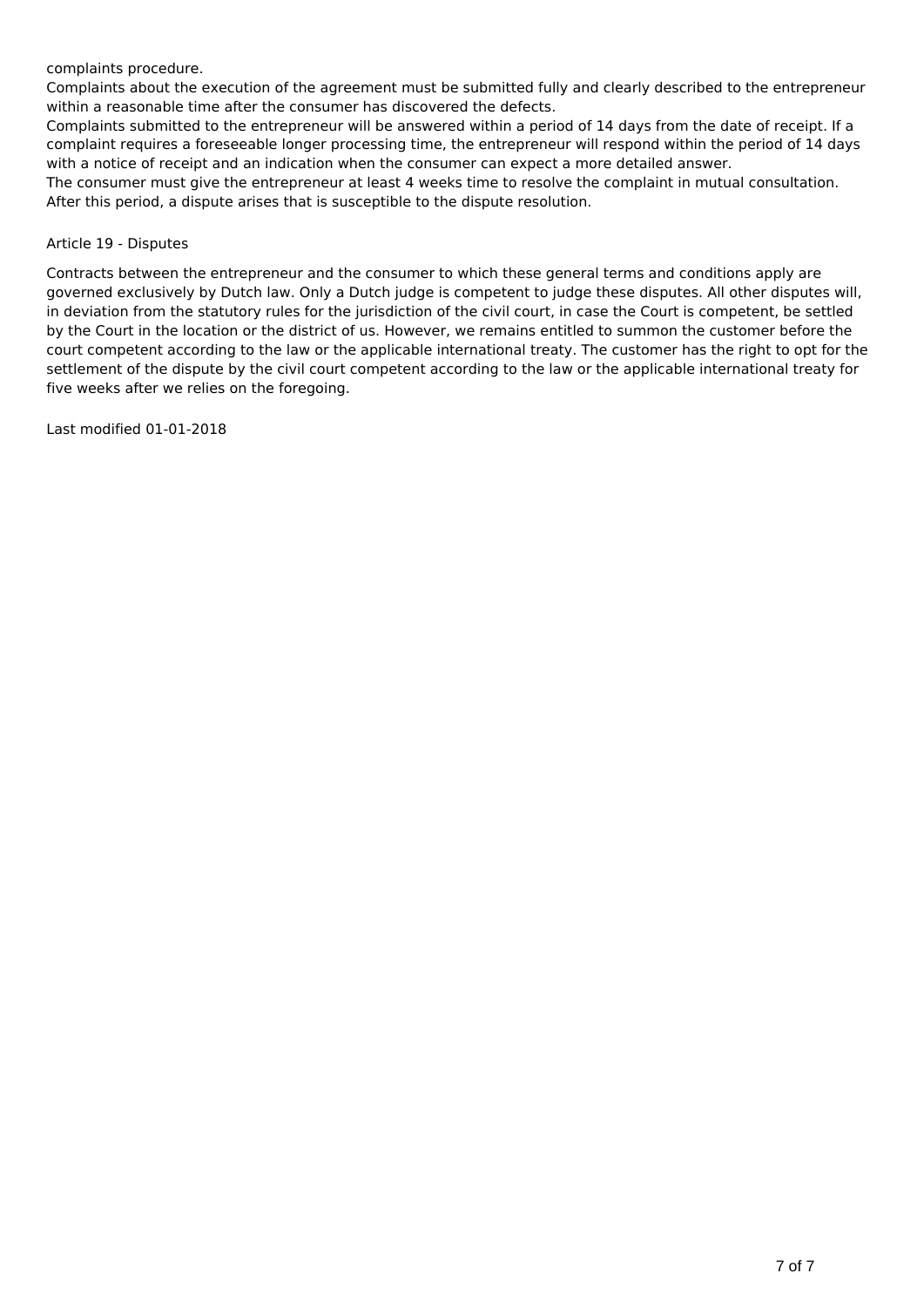complaints procedure.
Complaints about the execution of the agreement must be submitted fully and clearly described to the entrepreneur within a reasonable time after the consumer has discovered the defects.
Complaints submitted to the entrepreneur will be answered within a period of 14 days from the date of receipt. If a complaint requires a foreseeable longer processing time, the entrepreneur will respond within the period of 14 days with a notice of receipt and an indication when the consumer can expect a more detailed answer.
The consumer must give the entrepreneur at least 4 weeks time to resolve the complaint in mutual consultation. After this period, a dispute arises that is susceptible to the dispute resolution.

Article 19 - Disputes

Contracts between the entrepreneur and the consumer to which these general terms and conditions apply are governed exclusively by Dutch law. Only a Dutch judge is competent to judge these disputes. All other disputes will, in deviation from the statutory rules for the jurisdiction of the civil court, in case the Court is competent, be settled by the Court in the location or the district of us. However, we remains entitled to summon the customer before the court competent according to the law or the applicable international treaty. The customer has the right to opt for the settlement of the dispute by the civil court competent according to the law or the applicable international treaty for five weeks after we relies on the foregoing.

Last modified 01-01-2018